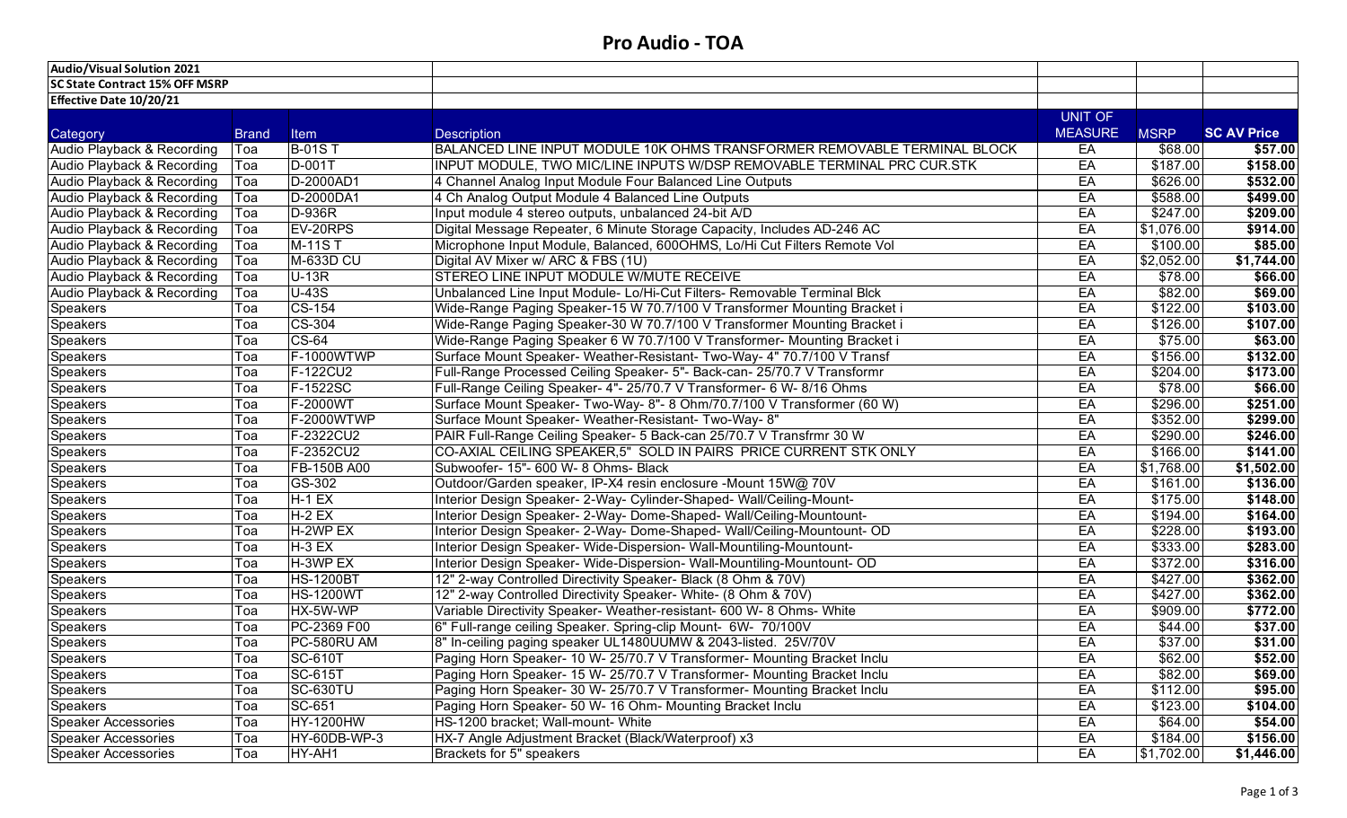# Pro Audio - TOA

| Audio/Visual Solution 2021 | | | | | | |
|---|---|---|---|---|---|---|
| **SC State Contract 15% OFF MSRP** | | | | | | |
| **Effective Date 10/20/21** | | | | | | |
| Category | Brand | Item | Description | UNIT OF MEASURE | MSRP | SC AV Price |
| Audio Playback & Recording | Toa | B-01S T | BALANCED LINE INPUT MODULE 10K OHMS TRANSFORMER REMOVABLE TERMINAL BLOCK | EA | $68.00 | **$57.00** |
| Audio Playback & Recording | Toa | D-001T | INPUT MODULE, TWO MIC/LINE INPUTS W/DSP REMOVABLE TERMINAL PRC CUR.STK | EA | $187.00 | **$158.00** |
| Audio Playback & Recording | Toa | D-2000AD1 | 4 Channel Analog Input Module Four Balanced Line Outputs | EA | $626.00 | **$532.00** |
| Audio Playback & Recording | Toa | D-2000DA1 | 4 Ch Analog Output Module 4 Balanced Line Outputs | EA | $588.00 | **$499.00** |
| Audio Playback & Recording | Toa | D-936R | Input module 4 stereo outputs, unbalanced 24-bit A/D | EA | $247.00 | **$209.00** |
| Audio Playback & Recording | Toa | EV-20RPS | Digital Message Repeater, 6 Minute Storage Capacity, Includes AD-246 AC | EA | $1,076.00 | **$914.00** |
| Audio Playback & Recording | Toa | M-11S T | Microphone Input Module, Balanced, 600OHMS, Lo/Hi Cut Filters Remote Vol | EA | $100.00 | **$85.00** |
| Audio Playback & Recording | Toa | M-633D CU | Digital AV Mixer w/ ARC & FBS (1U) | EA | $2,052.00 | **$1,744.00** |
| Audio Playback & Recording | Toa | U-13R | STEREO LINE INPUT MODULE W/MUTE RECEIVE | EA | $78.00 | **$66.00** |
| Audio Playback & Recording | Toa | U-43S | Unbalanced Line Input Module- Lo/Hi-Cut Filters- Removable Terminal Blck | EA | $82.00 | **$69.00** |
| Speakers | Toa | CS-154 | Wide-Range Paging Speaker-15 W 70.7/100 V Transformer Mounting Bracket i | EA | $122.00 | **$103.00** |
| Speakers | Toa | CS-304 | Wide-Range Paging Speaker-30 W 70.7/100 V Transformer Mounting Bracket i | EA | $126.00 | **$107.00** |
| Speakers | Toa | CS-64 | Wide-Range Paging Speaker 6 W 70.7/100 V Transformer- Mounting Bracket i | EA | $75.00 | **$63.00** |
| Speakers | Toa | F-1000WTWP | Surface Mount Speaker- Weather-Resistant- Two-Way- 4" 70.7/100 V Transf | EA | $156.00 | **$132.00** |
| Speakers | Toa | F-122CU2 | Full-Range Processed Ceiling Speaker- 5"- Back-can- 25/70.7 V Transformr | EA | $204.00 | **$173.00** |
| Speakers | Toa | F-1522SC | Full-Range Ceiling Speaker- 4"- 25/70.7 V Transformer- 6 W- 8/16 Ohms | EA | $78.00 | **$66.00** |
| Speakers | Toa | F-2000WT | Surface Mount Speaker- Two-Way- 8"- 8 Ohm/70.7/100 V Transformer (60 W) | EA | $296.00 | **$251.00** |
| Speakers | Toa | F-2000WTWP | Surface Mount Speaker- Weather-Resistant- Two-Way- 8" | EA | $352.00 | **$299.00** |
| Speakers | Toa | F-2322CU2 | PAIR Full-Range Ceiling Speaker- 5 Back-can 25/70.7 V Transfrmr 30 W | EA | $290.00 | **$246.00** |
| Speakers | Toa | F-2352CU2 | CO-AXIAL CEILING SPEAKER,5" SOLD IN PAIRS PRICE CURRENT STK ONLY | EA | $166.00 | **$141.00** |
| Speakers | Toa | FB-150B A00 | Subwoofer- 15"- 600 W- 8 Ohms- Black | EA | $1,768.00 | **$1,502.00** |
| Speakers | Toa | GS-302 | Outdoor/Garden speaker, IP-X4 resin enclosure -Mount 15W@ 70V | EA | $161.00 | **$136.00** |
| Speakers | Toa | H-1 EX | Interior Design Speaker- 2-Way- Cylinder-Shaped- Wall/Ceiling-Mount- | EA | $175.00 | **$148.00** |
| Speakers | Toa | H-2 EX | Interior Design Speaker- 2-Way- Dome-Shaped- Wall/Ceiling-Mountount- | EA | $194.00 | **$164.00** |
| Speakers | Toa | H-2WP EX | Interior Design Speaker- 2-Way- Dome-Shaped- Wall/Ceiling-Mountount- OD | EA | $228.00 | **$193.00** |
| Speakers | Toa | H-3 EX | Interior Design Speaker- Wide-Dispersion- Wall-Mountiling-Mountount- | EA | $333.00 | **$283.00** |
| Speakers | Toa | H-3WP EX | Interior Design Speaker- Wide-Dispersion- Wall-Mountiling-Mountount- OD | EA | $372.00 | **$316.00** |
| Speakers | Toa | HS-1200BT | 12" 2-way Controlled Directivity Speaker- Black (8 Ohm & 70V) | EA | $427.00 | **$362.00** |
| Speakers | Toa | HS-1200WT | 12" 2-way Controlled Directivity Speaker- White- (8 Ohm & 70V) | EA | $427.00 | **$362.00** |
| Speakers | Toa | HX-5W-WP | Variable Directivity Speaker- Weather-resistant- 600 W- 8 Ohms- White | EA | $909.00 | **$772.00** |
| Speakers | Toa | PC-2369 F00 | 6" Full-range ceiling Speaker. Spring-clip Mount- 6W- 70/100V | EA | $44.00 | **$37.00** |
| Speakers | Toa | PC-580RU AM | 8" In-ceiling paging speaker UL1480UUMW & 2043-listed. 25V/70V | EA | $37.00 | **$31.00** |
| Speakers | Toa | SC-610T | Paging Horn Speaker- 10 W- 25/70.7 V Transformer- Mounting Bracket Inclu | EA | $62.00 | **$52.00** |
| Speakers | Toa | SC-615T | Paging Horn Speaker- 15 W- 25/70.7 V Transformer- Mounting Bracket Inclu | EA | $82.00 | **$69.00** |
| Speakers | Toa | SC-630TU | Paging Horn Speaker- 30 W- 25/70.7 V Transformer- Mounting Bracket Inclu | EA | $112.00 | **$95.00** |
| Speakers | Toa | SC-651 | Paging Horn Speaker- 50 W- 16 Ohm- Mounting Bracket Inclu | EA | $123.00 | **$104.00** |
| Speaker Accessories | Toa | HY-1200HW | HS-1200 bracket; Wall-mount- White | EA | $64.00 | **$54.00** |
| Speaker Accessories | Toa | HY-60DB-WP-3 | HX-7 Angle Adjustment Bracket (Black/Waterproof) x3 | EA | $184.00 | **$156.00** |
| Speaker Accessories | Toa | HY-AH1 | Brackets for 5" speakers | EA | $1,702.00 | **$1,446.00** |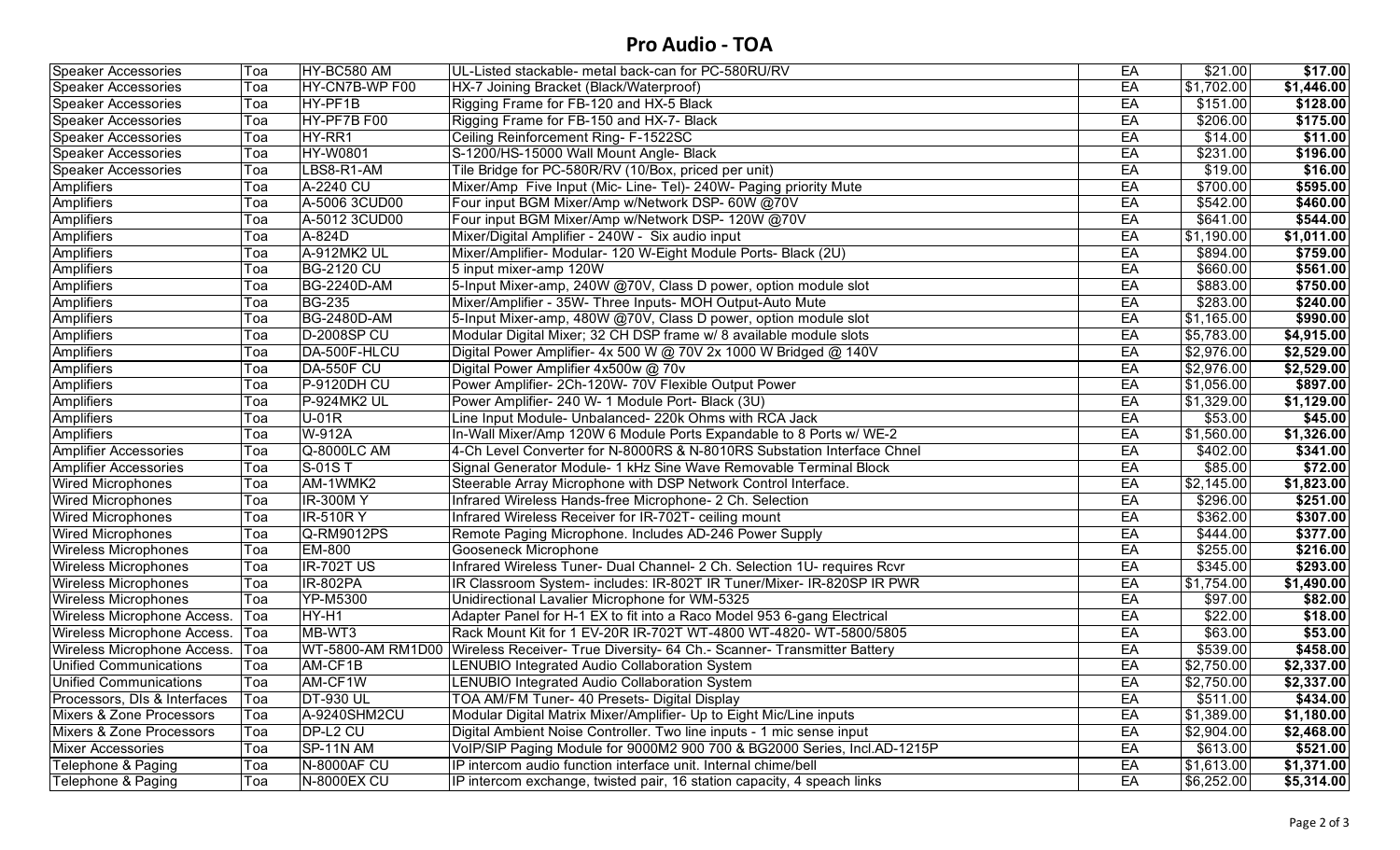# Pro Audio - TOA

| Speaker Accessories | Toa | HY-BC580 AM | UL-Listed stackable- metal back-can for PC-580RU/RV | EA | $21.00 | **$17.00** |
|---|---|---|---|---|---|---|
| Speaker Accessories | Toa | HY-CN7B-WP F00 | HX-7 Joining Bracket (Black/Waterproof) | EA | $1,702.00 | **$1,446.00** |
| Speaker Accessories | Toa | HY-PF1B | Rigging Frame for FB-120 and HX-5 Black | EA | $151.00 | **$128.00** |
| Speaker Accessories | Toa | HY-PF7B F00 | Rigging Frame for FB-150 and HX-7- Black | EA | $206.00 | **$175.00** |
| Speaker Accessories | Toa | HY-RR1 | Ceiling Reinforcement Ring- F-1522SC | EA | $14.00 | **$11.00** |
| Speaker Accessories | Toa | HY-W0801 | S-1200/HS-15000 Wall Mount Angle- Black | EA | $231.00 | **$196.00** |
| Speaker Accessories | Toa | LBS8-R1-AM | Tile Bridge for PC-580R/RV (10/Box, priced per unit) | EA | $19.00 | **$16.00** |
| Amplifiers | Toa | A-2240 CU | Mixer/Amp Five Input (Mic- Line- Tel)- 240W- Paging priority Mute | EA | $700.00 | **$595.00** |
| Amplifiers | Toa | A-5006 3CUD00 | Four input BGM Mixer/Amp w/Network DSP- 60W @70V | EA | $542.00 | **$460.00** |
| Amplifiers | Toa | A-5012 3CUD00 | Four input BGM Mixer/Amp w/Network DSP- 120W @70V | EA | $641.00 | **$544.00** |
| Amplifiers | Toa | A-824D | Mixer/Digital Amplifier - 240W - Six audio input | EA | $1,190.00 | **$1,011.00** |
| Amplifiers | Toa | A-912MK2 UL | Mixer/Amplifier- Modular- 120 W-Eight Module Ports- Black (2U) | EA | $894.00 | **$759.00** |
| Amplifiers | Toa | BG-2120 CU | 5 input mixer-amp 120W | EA | $660.00 | **$561.00** |
| Amplifiers | Toa | BG-2240D-AM | 5-Input Mixer-amp, 240W @70V, Class D power, option module slot | EA | $883.00 | **$750.00** |
| Amplifiers | Toa | BG-235 | Mixer/Amplifier - 35W- Three Inputs- MOH Output-Auto Mute | EA | $283.00 | **$240.00** |
| Amplifiers | Toa | BG-2480D-AM | 5-Input Mixer-amp, 480W @70V, Class D power, option module slot | EA | $1,165.00 | **$990.00** |
| Amplifiers | Toa | D-2008SP CU | Modular Digital Mixer; 32 CH DSP frame w/ 8 available module slots | EA | $5,783.00 | **$4,915.00** |
| Amplifiers | Toa | DA-500F-HLCU | Digital Power Amplifier- 4x 500 W @ 70V 2x 1000 W Bridged @ 140V | EA | $2,976.00 | **$2,529.00** |
| Amplifiers | Toa | DA-550F CU | Digital Power Amplifier 4x500w @ 70v | EA | $2,976.00 | **$2,529.00** |
| Amplifiers | Toa | P-9120DH CU | Power Amplifier- 2Ch-120W- 70V Flexible Output Power | EA | $1,056.00 | **$897.00** |
| Amplifiers | Toa | P-924MK2 UL | Power Amplifier- 240 W- 1 Module Port- Black (3U) | EA | $1,329.00 | **$1,129.00** |
| Amplifiers | Toa | U-01R | Line Input Module- Unbalanced- 220k Ohms with RCA Jack | EA | $53.00 | **$45.00** |
| Amplifiers | Toa | W-912A | In-Wall Mixer/Amp 120W 6 Module Ports Expandable to 8 Ports w/ WE-2 | EA | $1,560.00 | **$1,326.00** |
| Amplifier Accessories | Toa | Q-8000LC AM | 4-Ch Level Converter for N-8000RS & N-8010RS Substation Interface Chnel | EA | $402.00 | **$341.00** |
| Amplifier Accessories | Toa | S-01S T | Signal Generator Module- 1 kHz Sine Wave Removable Terminal Block | EA | $85.00 | **$72.00** |
| Wired Microphones | Toa | AM-1WMK2 | Steerable Array Microphone with DSP Network Control Interface. | EA | $2,145.00 | **$1,823.00** |
| Wired Microphones | Toa | IR-300M Y | Infrared Wireless Hands-free Microphone- 2 Ch. Selection | EA | $296.00 | **$251.00** |
| Wired Microphones | Toa | IR-510R Y | Infrared Wireless Receiver for IR-702T- ceiling mount | EA | $362.00 | **$307.00** |
| Wired Microphones | Toa | Q-RM9012PS | Remote Paging Microphone. Includes AD-246 Power Supply | EA | $444.00 | **$377.00** |
| Wireless Microphones | Toa | EM-800 | Gooseneck Microphone | EA | $255.00 | **$216.00** |
| Wireless Microphones | Toa | IR-702T US | Infrared Wireless Tuner- Dual Channel- 2 Ch. Selection 1U- requires Rcvr | EA | $345.00 | **$293.00** |
| Wireless Microphones | Toa | IR-802PA | IR Classroom System- includes: IR-802T IR Tuner/Mixer- IR-820SP IR PWR | EA | $1,754.00 | **$1,490.00** |
| Wireless Microphones | Toa | YP-M5300 | Unidirectional Lavalier Microphone for WM-5325 | EA | $97.00 | **$82.00** |
| Wireless Microphone Access. | Toa | HY-H1 | Adapter Panel for H-1 EX to fit into a Raco Model 953 6-gang Electrical | EA | $22.00 | **$18.00** |
| Wireless Microphone Access. | Toa | MB-WT3 | Rack Mount Kit for 1 EV-20R IR-702T WT-4800 WT-4820- WT-5800/5805 | EA | $63.00 | **$53.00** |
| Wireless Microphone Access. | Toa | WT-5800-AM RM1D00 | Wireless Receiver- True Diversity- 64 Ch.- Scanner- Transmitter Battery | EA | $539.00 | **$458.00** |
| Unified Communications | Toa | AM-CF1B | LENUBIO Integrated Audio Collaboration System | EA | $2,750.00 | **$2,337.00** |
| Unified Communications | Toa | AM-CF1W | LENUBIO Integrated Audio Collaboration System | EA | $2,750.00 | **$2,337.00** |
| Processors, DIs & Interfaces | Toa | DT-930 UL | TOA AM/FM Tuner- 40 Presets- Digital Display | EA | $511.00 | **$434.00** |
| Mixers & Zone Processors | Toa | A-9240SHM2CU | Modular Digital Matrix Mixer/Amplifier- Up to Eight Mic/Line inputs | EA | $1,389.00 | **$1,180.00** |
| Mixers & Zone Processors | Toa | DP-L2 CU | Digital Ambient Noise Controller. Two line inputs - 1 mic sense input | EA | $2,904.00 | **$2,468.00** |
| Mixer Accessories | Toa | SP-11N AM | VoIP/SIP Paging Module for 9000M2 900 700 & BG2000 Series, Incl.AD-1215P | EA | $613.00 | **$521.00** |
| Telephone & Paging | Toa | N-8000AF CU | IP intercom audio function interface unit. Internal chime/bell | EA | $1,613.00 | **$1,371.00** |
| Telephone & Paging | Toa | N-8000EX CU | IP intercom exchange, twisted pair, 16 station capacity, 4 speach links | EA | $6,252.00 | **$5,314.00** |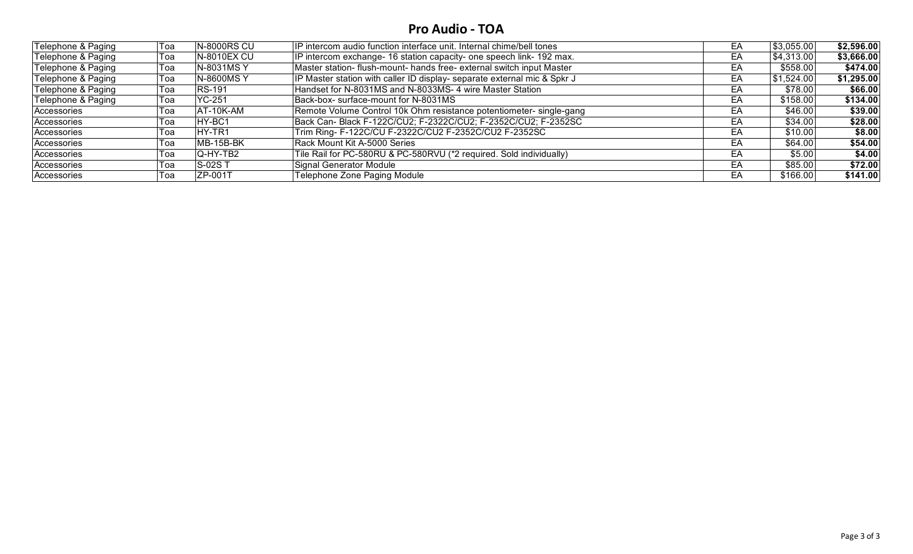# Pro Audio - TOA

| | | | | | | |
|---|---|---|---|---|---|---|
| Telephone & Paging | Toa | N-8000RS CU | IP intercom audio function interface unit. Internal chime/bell tones | EA | $3,055.00 | **$2,596.00** |
| Telephone & Paging | Toa | N-8010EX CU | IP intercom exchange- 16 station capacity- one speech link- 192 max. | EA | $4,313.00 | **$3,666.00** |
| Telephone & Paging | Toa | N-8031MS Y | Master station- flush-mount- hands free- external switch input Master | EA | $558.00 | **$474.00** |
| Telephone & Paging | Toa | N-8600MS Y | IP Master station with caller ID display- separate external mic & Spkr J | EA | $1,524.00 | **$1,295.00** |
| Telephone & Paging | Toa | RS-191 | Handset for N-8031MS and N-8033MS- 4 wire Master Station | EA | $78.00 | **$66.00** |
| Telephone & Paging | Toa | YC-251 | Back-box- surface-mount for N-8031MS | EA | $158.00 | **$134.00** |
| Accessories | Toa | AT-10K-AM | Remote Volume Control 10k Ohm resistance potentiometer- single-gang | EA | $46.00 | **$39.00** |
| Accessories | Toa | HY-BC1 | Back Can- Black F-122C/CU2; F-2322C/CU2; F-2352C/CU2; F-2352SC | EA | $34.00 | **$28.00** |
| Accessories | Toa | HY-TR1 | Trim Ring- F-122C/CU F-2322C/CU2 F-2352C/CU2 F-2352SC | EA | $10.00 | **$8.00** |
| Accessories | Toa | MB-15B-BK | Rack Mount Kit A-5000 Series | EA | $64.00 | **$54.00** |
| Accessories | Toa | Q-HY-TB2 | Tile Rail for PC-580RU & PC-580RVU (*2 required. Sold individually) | EA | $5.00 | **$4.00** |
| Accessories | Toa | S-02S T | Signal Generator Module | EA | $85.00 | **$72.00** |
| Accessories | Toa | ZP-001T | Telephone Zone Paging Module | EA | $166.00 | **$141.00** |